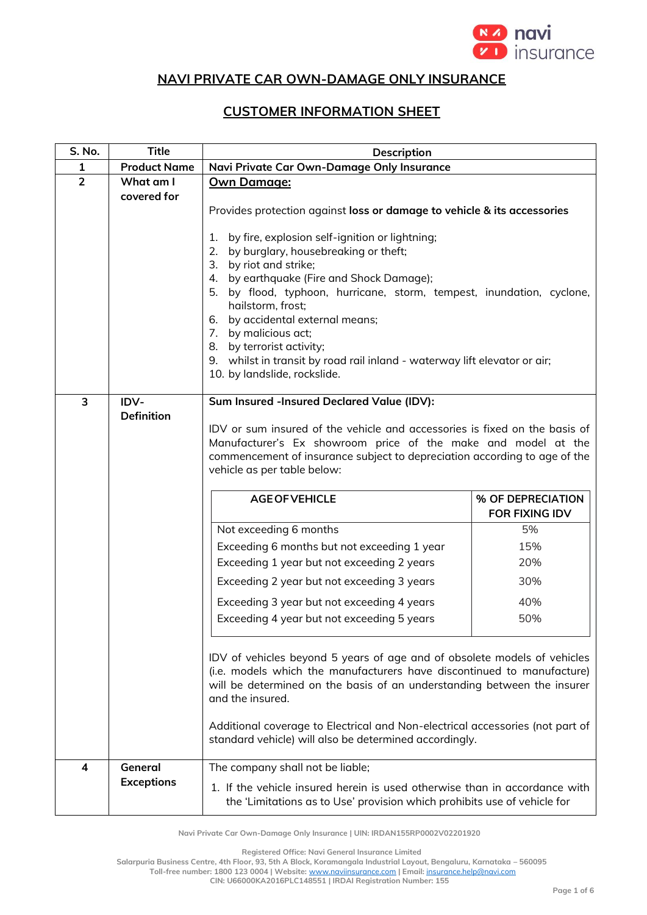# NAVI PRIVATE CAR OWN-DAMAGE ONLY INSURANCE

## CUSTOMER INFORMATION SHEET

| S. No. | Title | Description |
|---|---|---|
| 1 | Product Name | Navi Private Car Own-Damage Only Insurance |
| 2 | What am I covered for | **Own Damage:**<br><br>Provides protection against **loss or damage to vehicle & its accessories**<br><br>1. by fire, explosion self-ignition or lightning;<br>2. by burglary, housebreaking or theft;<br>3. by riot and strike;<br>4. by earthquake (Fire and Shock Damage);<br>5. by flood, typhoon, hurricane, storm, tempest, inundation, cyclone, hailstorm, frost;<br>6. by accidental external means;<br>7. by malicious act;<br>8. by terrorist activity;<br>9. whilst in transit by road rail inland - waterway lift elevator or air;<br>10. by landslide, rockslide. |
| 3 | IDV- Definition | **Sum Insured -Insured Declared Value (IDV):**<br><br>IDV or sum insured of the vehicle and accessories is fixed on the basis of Manufacturer's Ex showroom price of the make and model at the commencement of insurance subject to depreciation according to age of the vehicle as per table below:<br><br>**AGE OF VEHICLE** — **% OF DEPRECIATION FOR FIXING IDV**<br>Not exceeding 6 months — 5%<br>Exceeding 6 months but not exceeding 1 year — 15%<br>Exceeding 1 year but not exceeding 2 years — 20%<br>Exceeding 2 year but not exceeding 3 years — 30%<br>Exceeding 3 year but not exceeding 4 years — 40%<br>Exceeding 4 year but not exceeding 5 years — 50%<br><br>IDV of vehicles beyond 5 years of age and of obsolete models of vehicles (i.e. models which the manufacturers have discontinued to manufacture) will be determined on the basis of an understanding between the insurer and the insured.<br><br>Additional coverage to Electrical and Non-electrical accessories (not part of standard vehicle) will also be determined accordingly. |
| 4 | General Exceptions | The company shall not be liable;<br><br>1. If the vehicle insured herein is used otherwise than in accordance with the 'Limitations as to Use' provision which prohibits use of vehicle for |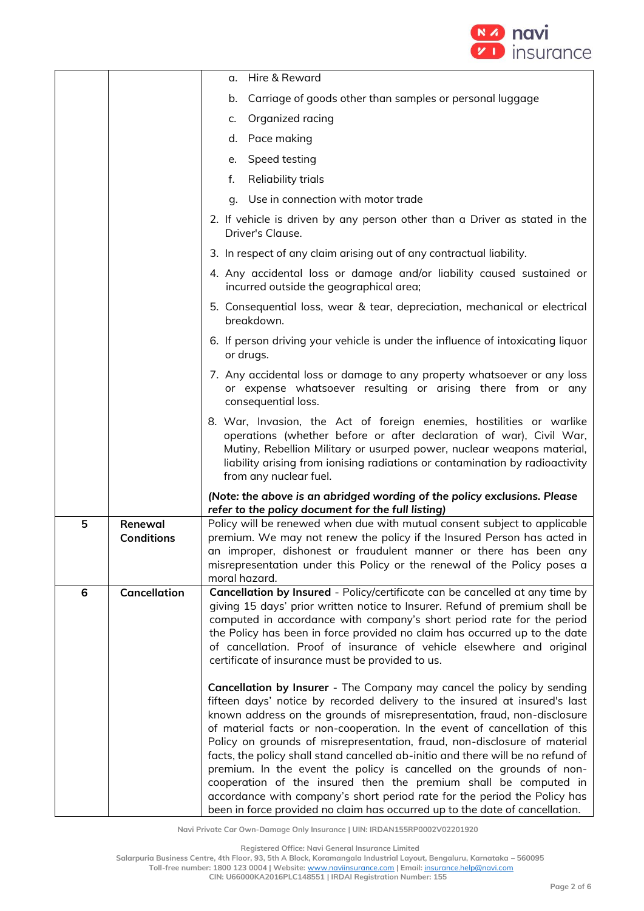| | | |
|---|---|---|
| | | a. Hire & Reward<br>b. Carriage of goods other than samples or personal luggage<br>c. Organized racing<br>d. Pace making<br>e. Speed testing<br>f. Reliability trials<br>g. Use in connection with motor trade<br>2. If vehicle is driven by any person other than a Driver as stated in the Driver's Clause.<br>3. In respect of any claim arising out of any contractual liability.<br>4. Any accidental loss or damage and/or liability caused sustained or incurred outside the geographical area;<br>5. Consequential loss, wear & tear, depreciation, mechanical or electrical breakdown.<br>6. If person driving your vehicle is under the influence of intoxicating liquor or drugs.<br>7. Any accidental loss or damage to any property whatsoever or any loss or expense whatsoever resulting or arising there from or any consequential loss.<br>8. War, Invasion, the Act of foreign enemies, hostilities or warlike operations (whether before or after declaration of war), Civil War, Mutiny, Rebellion Military or usurped power, nuclear weapons material, liability arising from ionising radiations or contamination by radioactivity from any nuclear fuel.<br>***(Note: the above is an abridged wording of the policy exclusions. Please refer to the policy document for the full listing)*** |
| **5** | **Renewal Conditions** | Policy will be renewed when due with mutual consent subject to applicable premium. We may not renew the policy if the Insured Person has acted in an improper, dishonest or fraudulent manner or there has been any misrepresentation under this Policy or the renewal of the Policy poses a moral hazard. |
| **6** | **Cancellation** | **Cancellation by Insured** - Policy/certificate can be cancelled at any time by giving 15 days' prior written notice to Insurer. Refund of premium shall be computed in accordance with company's short period rate for the period the Policy has been in force provided no claim has occurred up to the date of cancellation. Proof of insurance of vehicle elsewhere and original certificate of insurance must be provided to us.<br><br>**Cancellation by Insurer** - The Company may cancel the policy by sending fifteen days' notice by recorded delivery to the insured at insured's last known address on the grounds of misrepresentation, fraud, non-disclosure of material facts or non-cooperation. In the event of cancellation of this Policy on grounds of misrepresentation, fraud, non-disclosure of material facts, the policy shall stand cancelled ab-initio and there will be no refund of premium. In the event the policy is cancelled on the grounds of non-cooperation of the insured then the premium shall be computed in accordance with company's short period rate for the period the Policy has been in force provided no claim has occurred up to the date of cancellation. |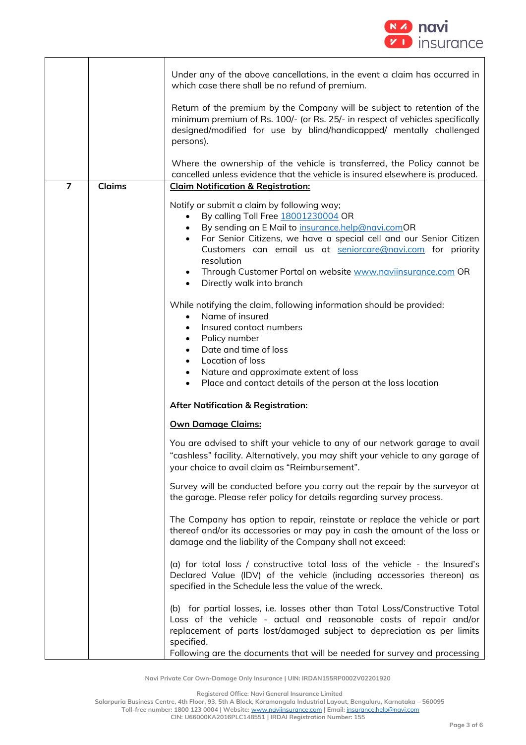| | | |
|---|---|---|
| | | Under any of the above cancellations, in the event a claim has occurred in which case there shall be no refund of premium.<br><br>Return of the premium by the Company will be subject to retention of the minimum premium of Rs. 100/- (or Rs. 25/- in respect of vehicles specifically designed/modified for use by blind/handicapped/ mentally challenged persons).<br><br>Where the ownership of the vehicle is transferred, the Policy cannot be cancelled unless evidence that the vehicle is insured elsewhere is produced. |
| **7** | **Claims** | **<u>Claim Notification & Registration:</u>**<br><br>Notify or submit a claim by following way;<br>• By calling Toll Free 18001230004 OR<br>• By sending an E Mail to insurance.help@navi.comOR<br>• For Senior Citizens, we have a special cell and our Senior Citizen Customers can email us at seniorcare@navi.com for priority resolution<br>• Through Customer Portal on website www.naviinsurance.com OR<br>• Directly walk into branch<br><br>While notifying the claim, following information should be provided:<br>• Name of insured<br>• Insured contact numbers<br>• Policy number<br>• Date and time of loss<br>• Location of loss<br>• Nature and approximate extent of loss<br>• Place and contact details of the person at the loss location<br><br>**<u>After Notification & Registration:</u>**<br><br>**<u>Own Damage Claims:</u>**<br><br>You are advised to shift your vehicle to any of our network garage to avail "cashless" facility. Alternatively, you may shift your vehicle to any garage of your choice to avail claim as "Reimbursement".<br><br>Survey will be conducted before you carry out the repair by the surveyor at the garage. Please refer policy for details regarding survey process.<br><br>The Company has option to repair, reinstate or replace the vehicle or part thereof and/or its accessories or may pay in cash the amount of the loss or damage and the liability of the Company shall not exceed:<br><br>(a) for total loss / constructive total loss of the vehicle - the Insured's Declared Value (IDV) of the vehicle (including accessories thereon) as specified in the Schedule less the value of the wreck.<br><br>(b) for partial losses, i.e. losses other than Total Loss/Constructive Total Loss of the vehicle - actual and reasonable costs of repair and/or replacement of parts lost/damaged subject to depreciation as per limits specified.<br>Following are the documents that will be needed for survey and processing |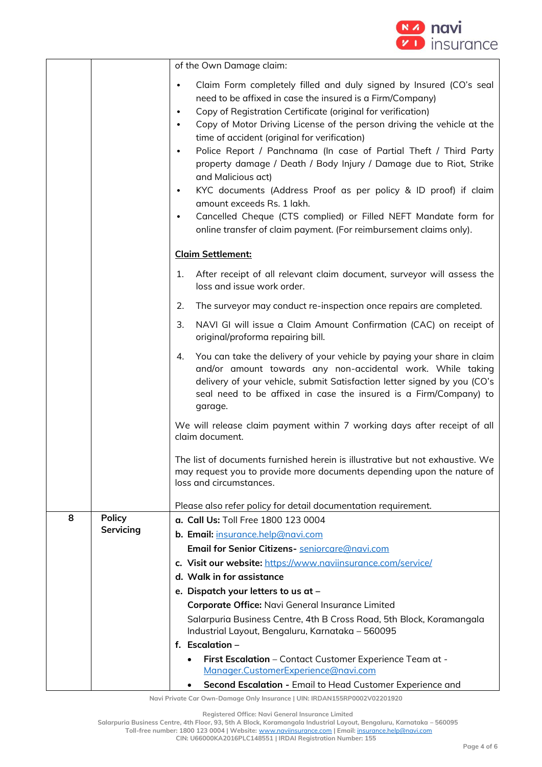| | | |
|---|---|---|
| | | of the Own Damage claim:<br><br>• Claim Form completely filled and duly signed by Insured (CO's seal need to be affixed in case the insured is a Firm/Company)<br>• Copy of Registration Certificate (original for verification)<br>• Copy of Motor Driving License of the person driving the vehicle at the time of accident (original for verification)<br>• Police Report / Panchnama (In case of Partial Theft / Third Party property damage / Death / Body Injury / Damage due to Riot, Strike and Malicious act)<br>• KYC documents (Address Proof as per policy & ID proof) if claim amount exceeds Rs. 1 lakh.<br>• Cancelled Cheque (CTS complied) or Filled NEFT Mandate form for online transfer of claim payment. (For reimbursement claims only).<br><br>**<u>Claim Settlement:</u>**<br><br>1. After receipt of all relevant claim document, surveyor will assess the loss and issue work order.<br>2. The surveyor may conduct re-inspection once repairs are completed.<br>3. NAVI GI will issue a Claim Amount Confirmation (CAC) on receipt of original/proforma repairing bill.<br>4. You can take the delivery of your vehicle by paying your share in claim and/or amount towards any non-accidental work. While taking delivery of your vehicle, submit Satisfaction letter signed by you (CO's seal need to be affixed in case the insured is a Firm/Company) to garage.<br><br>We will release claim payment within 7 working days after receipt of all claim document.<br><br>The list of documents furnished herein is illustrative but not exhaustive. We may request you to provide more documents depending upon the nature of loss and circumstances.<br><br>Please also refer policy for detail documentation requirement. |
| **8** | **Policy Servicing** | **a. Call Us:** Toll Free 1800 123 0004<br>**b. Email:** insurance.help@navi.com<br>**Email for Senior Citizens-** seniorcare@navi.com<br>**c. Visit our website:** https://www.naviinsurance.com/service/<br>**d. Walk in for assistance**<br>**e. Dispatch your letters to us at –**<br>**Corporate Office:** Navi General Insurance Limited<br>Salarpuria Business Centre, 4th B Cross Road, 5th Block, Koramangala Industrial Layout, Bengaluru, Karnataka – 560095<br>**f. Escalation –**<br>• **First Escalation** – Contact Customer Experience Team at - Manager.CustomerExperience@navi.com<br>• **Second Escalation -** Email to Head Customer Experience and |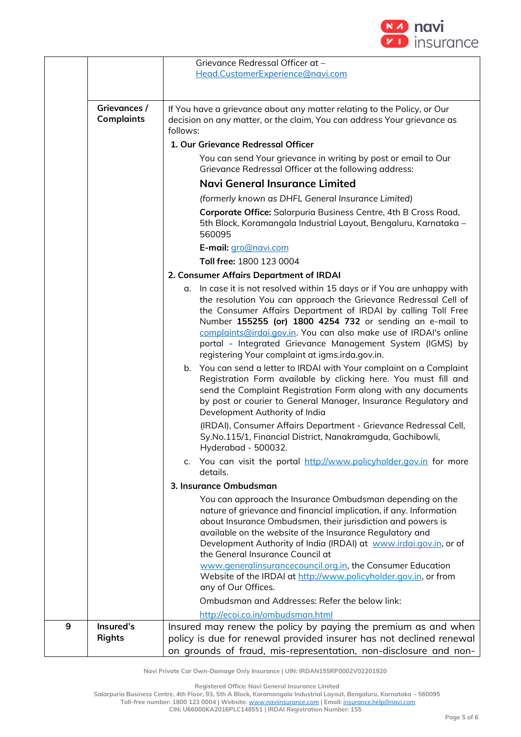| | | |
|---|---|---|
| | | Grievance Redressal Officer at – Head.CustomerExperience@navi.com |
| | **Grievances / Complaints** | If You have a grievance about any matter relating to the Policy, or Our decision on any matter, or the claim, You can address Your grievance as follows:<br>**1. Our Grievance Redressal Officer**<br>You can send Your grievance in writing by post or email to Our Grievance Redressal Officer at the following address:<br>**Navi General Insurance Limited**<br>*(formerly known as DHFL General Insurance Limited)*<br>**Corporate Office:** Salarpuria Business Centre, 4th B Cross Road, 5th Block, Koramangala Industrial Layout, Bengaluru, Karnataka – 560095<br>**E-mail:** gro@navi.com<br>**Toll free:** 1800 123 0004<br>**2. Consumer Affairs Department of IRDAI**<br>a. In case it is not resolved within 15 days or if You are unhappy with the resolution You can approach the Grievance Redressal Cell of the Consumer Affairs Department of IRDAI by calling Toll Free Number **155255 (or) 1800 4254 732** or sending an e-mail to complaints@irdai.gov.in. You can also make use of IRDAI's online portal - Integrated Grievance Management System (IGMS) by registering Your complaint at igms.irda.gov.in.<br>b. You can send a letter to IRDAI with Your complaint on a Complaint Registration Form available by clicking here. You must fill and send the Complaint Registration Form along with any documents by post or courier to General Manager, Insurance Regulatory and Development Authority of India<br>(IRDAI), Consumer Affairs Department - Grievance Redressal Cell, Sy.No.115/1, Financial District, Nanakramguda, Gachibowli, Hyderabad - 500032.<br>c. You can visit the portal http://www.policyholder.gov.in for more details.<br>**3. Insurance Ombudsman**<br>You can approach the Insurance Ombudsman depending on the nature of grievance and financial implication, if any. Information about Insurance Ombudsmen, their jurisdiction and powers is available on the website of the Insurance Regulatory and Development Authority of India (IRDAI) at www.irdai.gov.in, or of the General Insurance Council at www.generalinsurancecouncil.org.in, the Consumer Education Website of the IRDAI at http://www.policyholder.gov.in, or from any of Our Offices.<br>Ombudsman and Addresses: Refer the below link:<br>http://ecoi.co.in/ombudsman.html |
| 9 | **Insured's Rights** | Insured may renew the policy by paying the premium as and when policy is due for renewal provided insurer has not declined renewal on grounds of fraud, mis-representation, non-disclosure and non- |

Navi Private Car Own-Damage Only Insurance | UIN: IRDAN155RP0002V02201920

Registered Office: Navi General Insurance Limited
Salarpuria Business Centre, 4th Floor, 93, 5th A Block, Koramangala Industrial Layout, Bengaluru, Karnataka – 560095
Toll-free number: 1800 123 0004 | Website: www.naviinsurance.com | Email: insurance.help@navi.com
CIN: U66000KA2016PLC148551 | IRDAI Registration Number: 155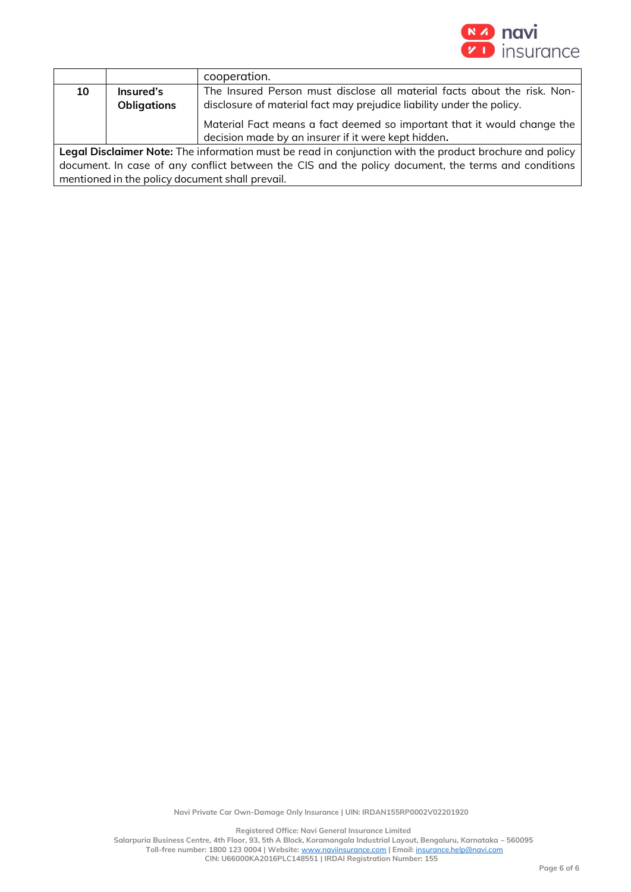| | | |
|---|---|---|
| | | cooperation. |
| 10 | **Insured's Obligations** | The Insured Person must disclose all material facts about the risk. Non-disclosure of material fact may prejudice liability under the policy.<br><br>Material Fact means a fact deemed so important that it would change the decision made by an insurer if it were kept hidden. |
| **Legal Disclaimer Note:** The information must be read in conjunction with the product brochure and policy document. In case of any conflict between the CIS and the policy document, the terms and conditions mentioned in the policy document shall prevail. | | |

Navi Private Car Own-Damage Only Insurance | UIN: IRDAN155RP0002V02201920

Registered Office: Navi General Insurance Limited
Salarpuria Business Centre, 4th Floor, 93, 5th A Block, Koramangala Industrial Layout, Bengaluru, Karnataka – 560095
Toll-free number: 1800 123 0004 | Website: www.naviinsurance.com | Email: insurance.help@navi.com
CIN: U66000KA2016PLC148551 | IRDAI Registration Number: 155